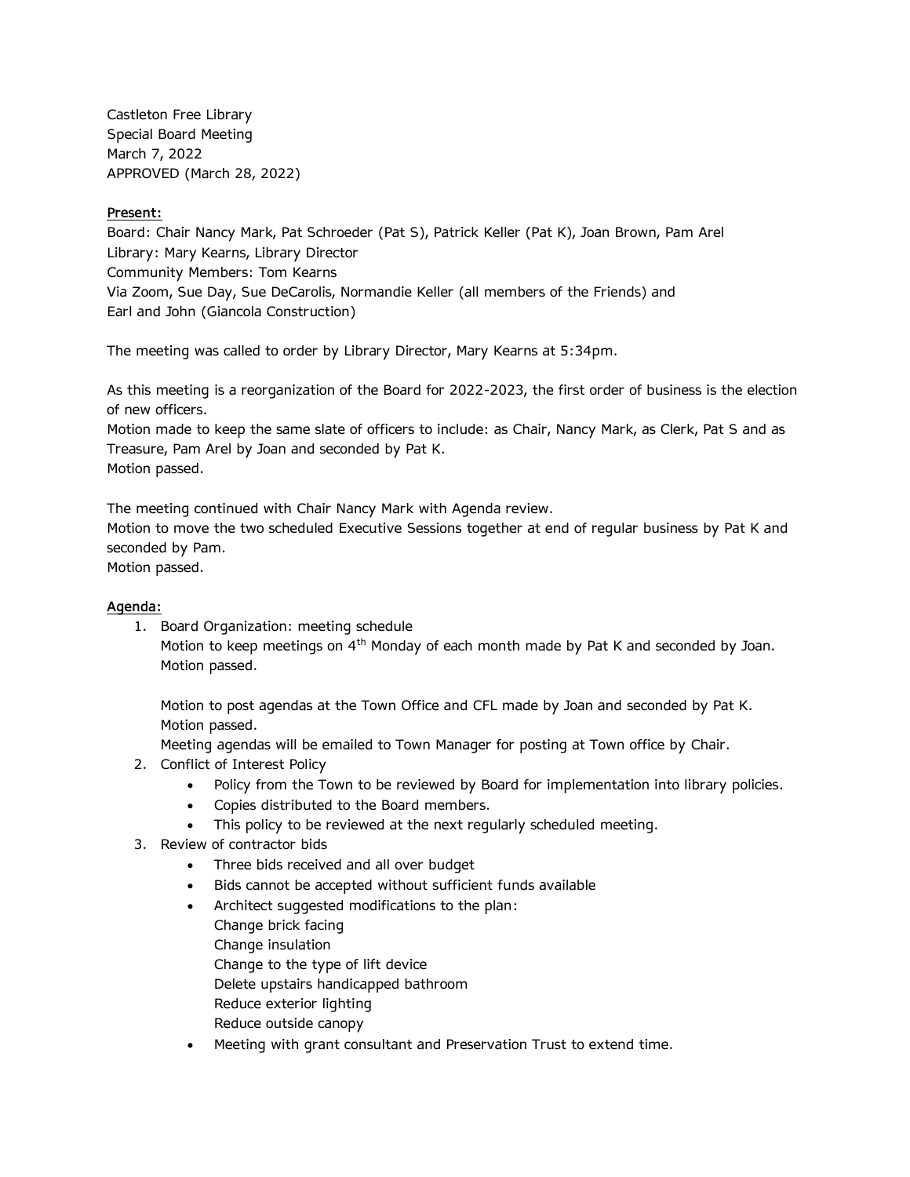Castleton Free Library
Special Board Meeting
March 7, 2022
APPROVED (March 28, 2022)

**Present:**
Board: Chair Nancy Mark, Pat Schroeder (Pat S), Patrick Keller (Pat K), Joan Brown, Pam Arel
Library: Mary Kearns, Library Director
Community Members: Tom Kearns
Via Zoom, Sue Day, Sue DeCarolis, Normandie Keller (all members of the Friends) and
Earl and John (Giancola Construction)

The meeting was called to order by Library Director, Mary Kearns at 5:34pm.

As this meeting is a reorganization of the Board for 2022-2023, the first order of business is the election of new officers.
Motion made to keep the same slate of officers to include: as Chair, Nancy Mark, as Clerk, Pat S and as Treasure, Pam Arel by Joan and seconded by Pat K.
Motion passed.

The meeting continued with Chair Nancy Mark with Agenda review.
Motion to move the two scheduled Executive Sessions together at end of regular business by Pat K and seconded by Pam.
Motion passed.

**Agenda:**

1. Board Organization: meeting schedule
   Motion to keep meetings on 4th Monday of each month made by Pat K and seconded by Joan.
   Motion passed.

   Motion to post agendas at the Town Office and CFL made by Joan and seconded by Pat K.
   Motion passed.
   Meeting agendas will be emailed to Town Manager for posting at Town office by Chair.
2. Conflict of Interest Policy
   - Policy from the Town to be reviewed by Board for implementation into library policies.
   - Copies distributed to the Board members.
   - This policy to be reviewed at the next regularly scheduled meeting.
3. Review of contractor bids
   - Three bids received and all over budget
   - Bids cannot be accepted without sufficient funds available
   - Architect suggested modifications to the plan:
     Change brick facing
     Change insulation
     Change to the type of lift device
     Delete upstairs handicapped bathroom
     Reduce exterior lighting
     Reduce outside canopy
   - Meeting with grant consultant and Preservation Trust to extend time.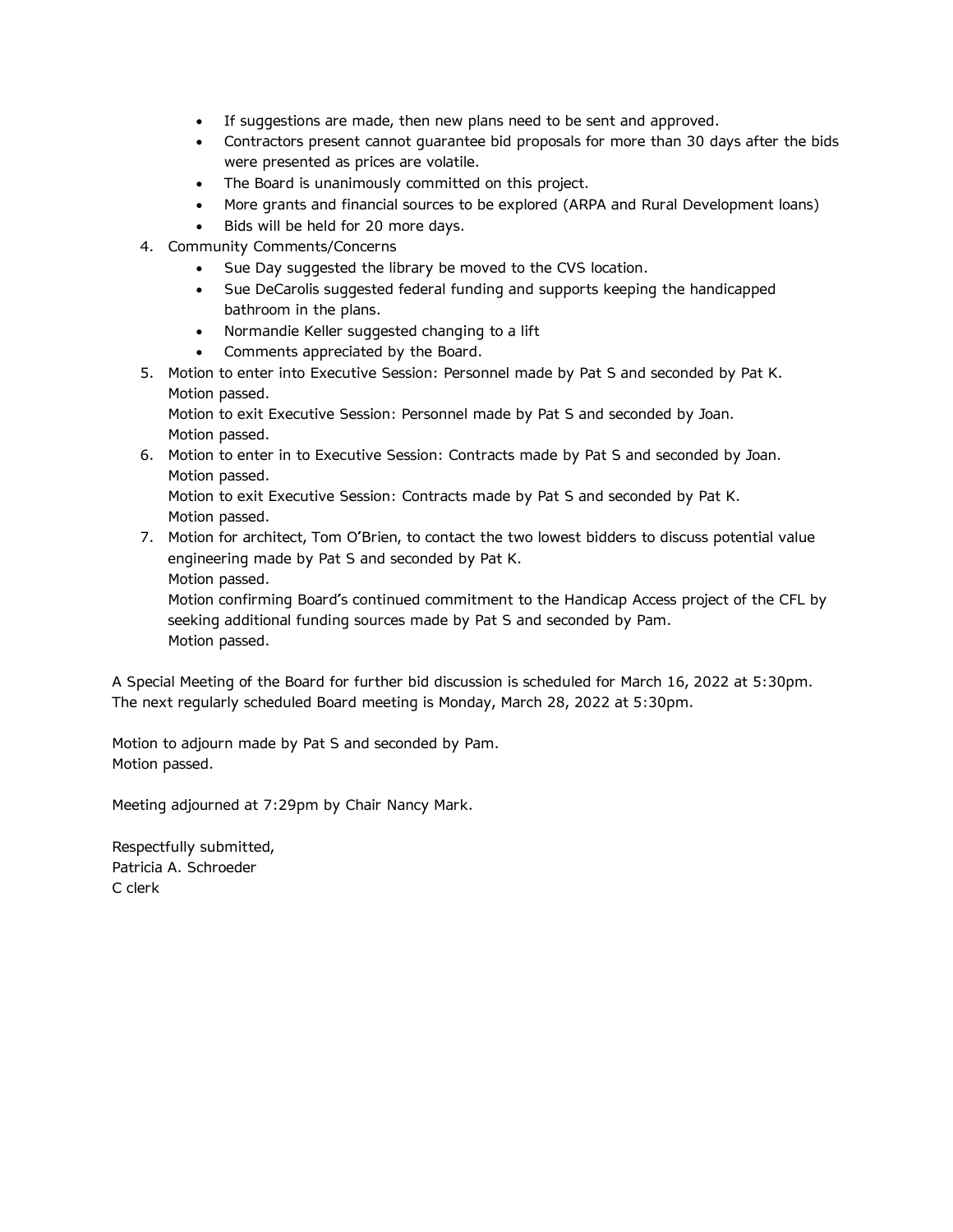- If suggestions are made, then new plans need to be sent and approved.
    - Contractors present cannot guarantee bid proposals for more than 30 days after the bids were presented as prices are volatile.
    - The Board is unanimously committed on this project.
    - More grants and financial sources to be explored (ARPA and Rural Development loans)
    - Bids will be held for 20 more days.
4. Community Comments/Concerns
    - Sue Day suggested the library be moved to the CVS location.
    - Sue DeCarolis suggested federal funding and supports keeping the handicapped bathroom in the plans.
    - Normandie Keller suggested changing to a lift
    - Comments appreciated by the Board.
5. Motion to enter into Executive Session: Personnel made by Pat S and seconded by Pat K.
   Motion passed.
   Motion to exit Executive Session: Personnel made by Pat S and seconded by Joan.
   Motion passed.
6. Motion to enter in to Executive Session: Contracts made by Pat S and seconded by Joan.
   Motion passed.
   Motion to exit Executive Session: Contracts made by Pat S and seconded by Pat K.
   Motion passed.
7. Motion for architect, Tom O'Brien, to contact the two lowest bidders to discuss potential value engineering made by Pat S and seconded by Pat K.
   Motion passed.
   Motion confirming Board's continued commitment to the Handicap Access project of the CFL by seeking additional funding sources made by Pat S and seconded by Pam.
   Motion passed.

A Special Meeting of the Board for further bid discussion is scheduled for March 16, 2022 at 5:30pm.
The next regularly scheduled Board meeting is Monday, March 28, 2022 at 5:30pm.

Motion to adjourn made by Pat S and seconded by Pam.
Motion passed.

Meeting adjourned at 7:29pm by Chair Nancy Mark.

Respectfully submitted,
Patricia A. Schroeder
C clerk